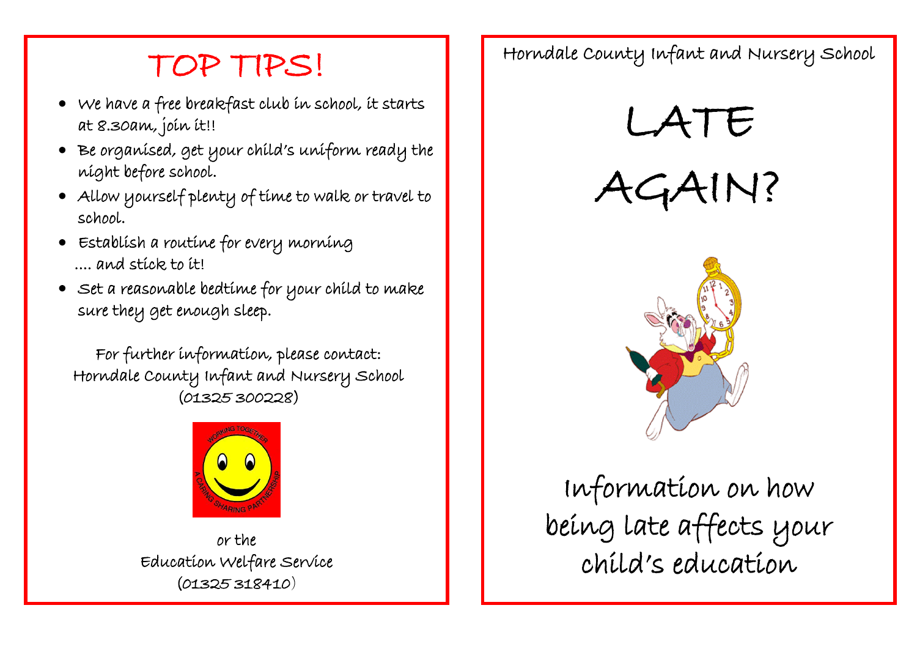# TOP TIPS!

- We have a free breakfast club in school, it starts at 8.30am, join it!!
- Be organised, get your child's uniform ready the night before school.
- Allow yourself plenty of time to walk or travel to school.
- Establish a routine for every morning .... and stick to it!
- Set a reasonable bedtime for your child to make sure they get enough sleep.

For further information, please contact:
Horndale County Infant and Nursery School
(01325 300228)

or the
Education Welfare Service
(01325 318410)

Horndale County Infant and Nursery School

# LATE AGAIN?

## Information on how being late affects your child's education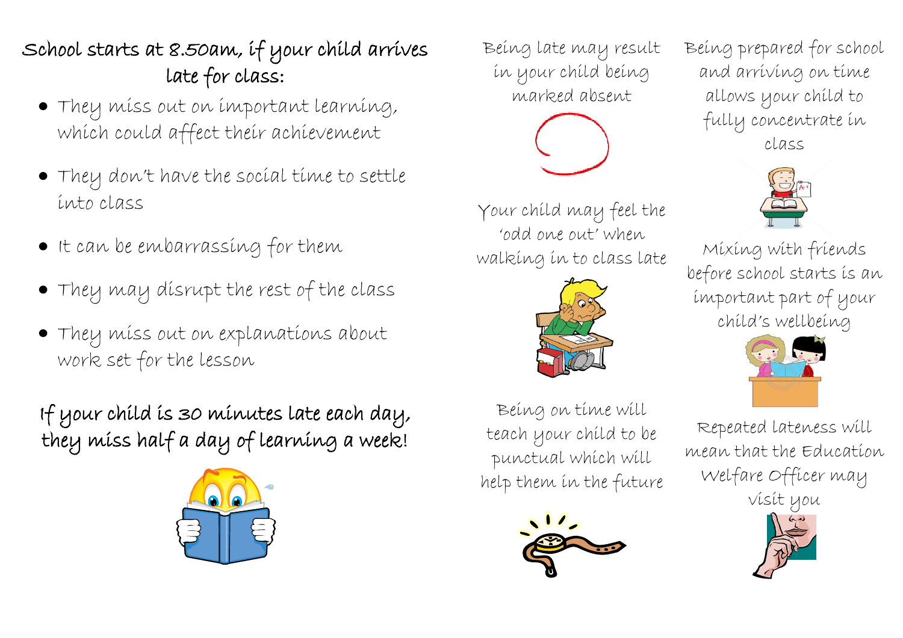## School starts at 8.50am, if your child arrives late for class:

- They miss out on important learning, which could affect their achievement
- They don't have the social time to settle into class
- It can be embarrassing for them
- They may disrupt the rest of the class
- They miss out on explanations about work set for the lesson

**If your child is 30 minutes late each day, they miss half a day of learning a week!**

Being late may result in your child being marked absent

Your child may feel the 'odd one out' when walking in to class late

Being on time will teach your child to be punctual which will help them in the future

Being prepared for school and arriving on time allows your child to fully concentrate in class

Mixing with friends before school starts is an important part of your child's wellbeing

Repeated lateness will mean that the Education Welfare Officer may visit you